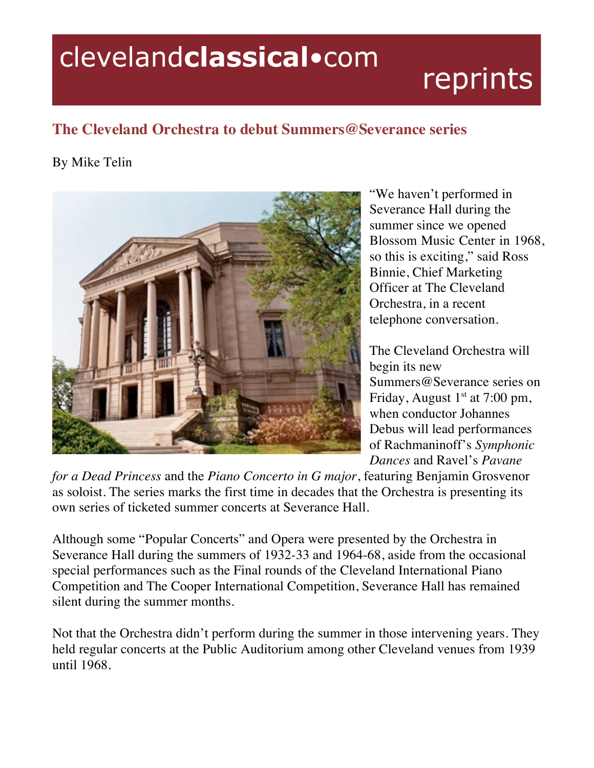clevelandclassical•com reprints

## The Cleveland Orchestra to debut Summers@Severance series

By Mike Telin

"We haven't performed in Severance Hall during the summer since we opened Blossom Music Center in 1968, so this is exciting," said Ross Binnie, Chief Marketing Officer at The Cleveland Orchestra, in a recent telephone conversation.

The Cleveland Orchestra will begin its new Summers@Severance series on Friday, August 1st at 7:00 pm, when conductor Johannes Debus will lead performances of Rachmaninoff's *Symphonic Dances* and Ravel's *Pavane for a Dead Princess* and the *Piano Concerto in G major*, featuring Benjamin Grosvenor as soloist. The series marks the first time in decades that the Orchestra is presenting its own series of ticketed summer concerts at Severance Hall.

Although some "Popular Concerts" and Opera were presented by the Orchestra in Severance Hall during the summers of 1932-33 and 1964-68, aside from the occasional special performances such as the Final rounds of the Cleveland International Piano Competition and The Cooper International Competition, Severance Hall has remained silent during the summer months.

Not that the Orchestra didn't perform during the summer in those intervening years. They held regular concerts at the Public Auditorium among other Cleveland venues from 1939 until 1968.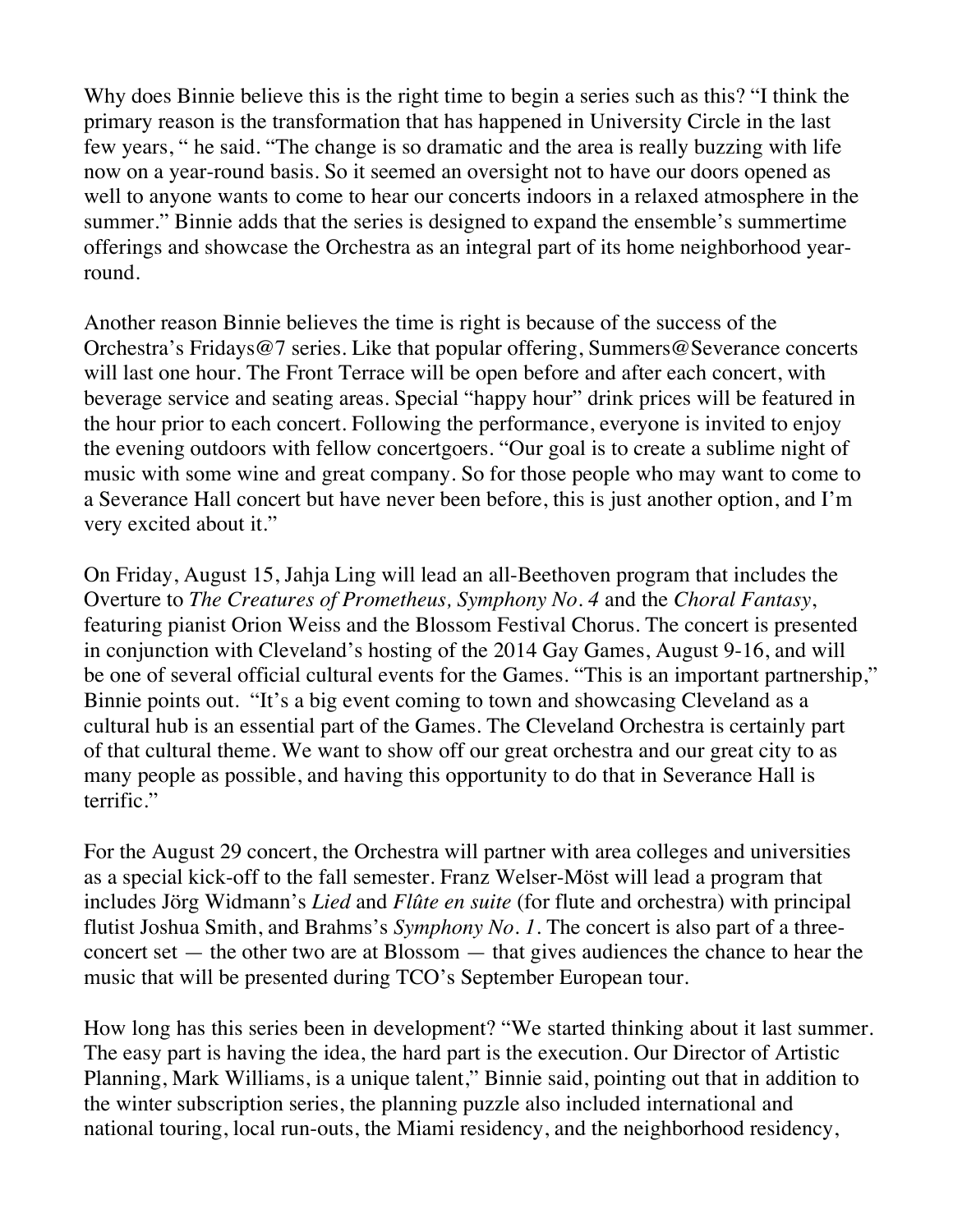Why does Binnie believe this is the right time to begin a series such as this? "I think the primary reason is the transformation that has happened in University Circle in the last few years, " he said. "The change is so dramatic and the area is really buzzing with life now on a year-round basis. So it seemed an oversight not to have our doors opened as well to anyone wants to come to hear our concerts indoors in a relaxed atmosphere in the summer." Binnie adds that the series is designed to expand the ensemble's summertime offerings and showcase the Orchestra as an integral part of its home neighborhood year-round.

Another reason Binnie believes the time is right is because of the success of the Orchestra's Fridays@7 series. Like that popular offering, Summers@Severance concerts will last one hour. The Front Terrace will be open before and after each concert, with beverage service and seating areas. Special "happy hour" drink prices will be featured in the hour prior to each concert. Following the performance, everyone is invited to enjoy the evening outdoors with fellow concertgoers. "Our goal is to create a sublime night of music with some wine and great company. So for those people who may want to come to a Severance Hall concert but have never been before, this is just another option, and I'm very excited about it."

On Friday, August 15, Jahja Ling will lead an all-Beethoven program that includes the Overture to *The Creatures of Prometheus, Symphony No. 4* and the *Choral Fantasy*, featuring pianist Orion Weiss and the Blossom Festival Chorus. The concert is presented in conjunction with Cleveland's hosting of the 2014 Gay Games, August 9-16, and will be one of several official cultural events for the Games. "This is an important partnership," Binnie points out. "It's a big event coming to town and showcasing Cleveland as a cultural hub is an essential part of the Games. The Cleveland Orchestra is certainly part of that cultural theme. We want to show off our great orchestra and our great city to as many people as possible, and having this opportunity to do that in Severance Hall is terrific."

For the August 29 concert, the Orchestra will partner with area colleges and universities as a special kick-off to the fall semester. Franz Welser-Möst will lead a program that includes Jörg Widmann's *Lied* and *Flûte en suite* (for flute and orchestra) with principal flutist Joshua Smith, and Brahms's *Symphony No. 1*. The concert is also part of a three-concert set — the other two are at Blossom — that gives audiences the chance to hear the music that will be presented during TCO's September European tour.

How long has this series been in development? "We started thinking about it last summer. The easy part is having the idea, the hard part is the execution. Our Director of Artistic Planning, Mark Williams, is a unique talent," Binnie said, pointing out that in addition to the winter subscription series, the planning puzzle also included international and national touring, local run-outs, the Miami residency, and the neighborhood residency,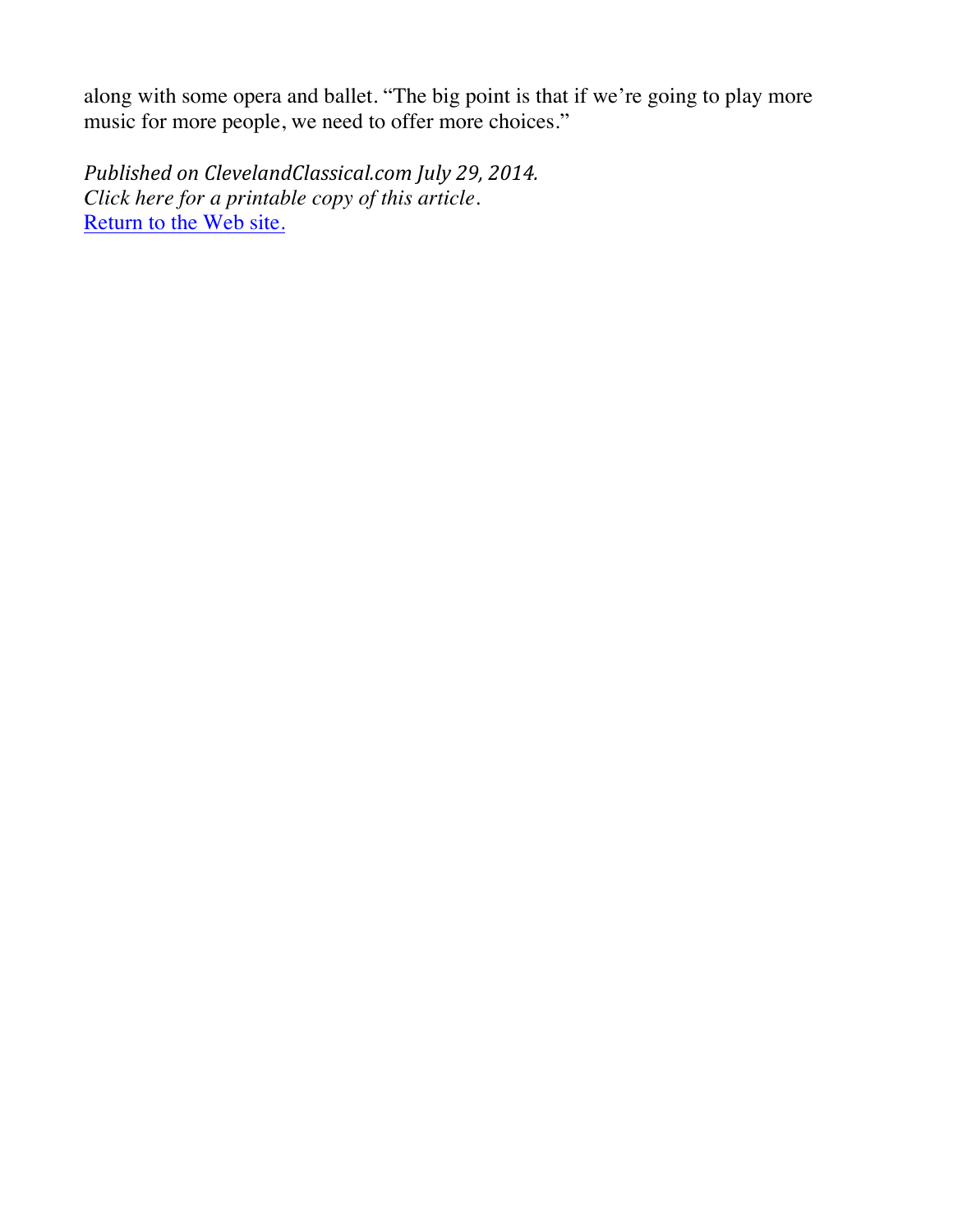along with some opera and ballet. “The big point is that if we’re going to play more music for more people, we need to offer more choices.”

*Published on ClevelandClassical.com July 29, 2014.*
*Click here for a printable copy of this article.*
Return to the Web site.